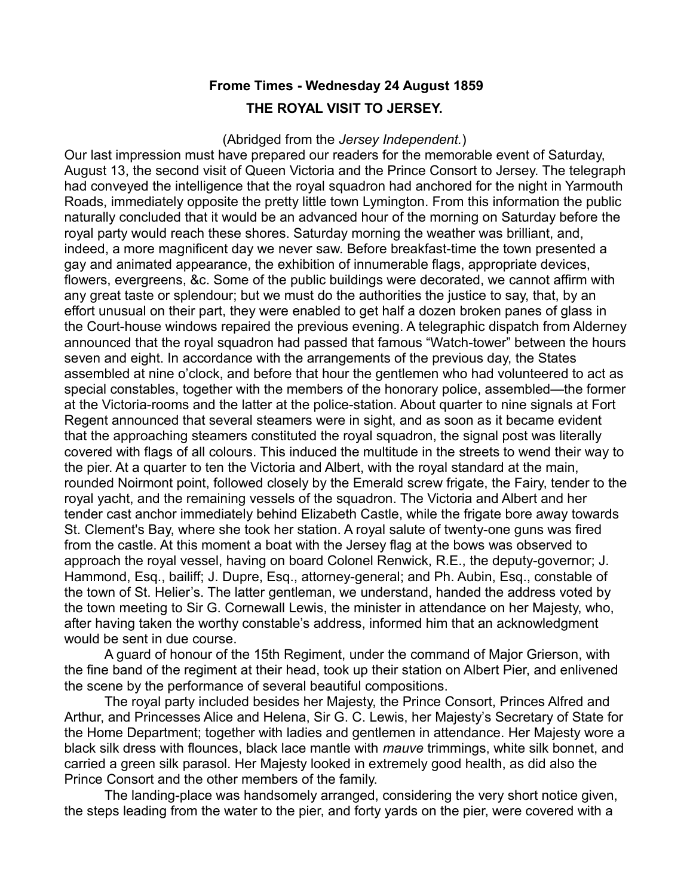**Frome Times - Wednesday 24 August 1859**

**THE ROYAL VISIT TO JERSEY.**

(Abridged from the *Jersey Independent.*)

Our last impression must have prepared our readers for the memorable event of Saturday, August 13, the second visit of Queen Victoria and the Prince Consort to Jersey. The telegraph had conveyed the intelligence that the royal squadron had anchored for the night in Yarmouth Roads, immediately opposite the pretty little town Lymington. From this information the public naturally concluded that it would be an advanced hour of the morning on Saturday before the royal party would reach these shores. Saturday morning the weather was brilliant, and, indeed, a more magnificent day we never saw. Before breakfast-time the town presented a gay and animated appearance, the exhibition of innumerable flags, appropriate devices, flowers, evergreens, &c. Some of the public buildings were decorated, we cannot affirm with any great taste or splendour; but we must do the authorities the justice to say, that, by an effort unusual on their part, they were enabled to get half a dozen broken panes of glass in the Court-house windows repaired the previous evening. A telegraphic dispatch from Alderney announced that the royal squadron had passed that famous "Watch-tower" between the hours seven and eight. In accordance with the arrangements of the previous day, the States assembled at nine o'clock, and before that hour the gentlemen who had volunteered to act as special constables, together with the members of the honorary police, assembled—the former at the Victoria-rooms and the latter at the police-station. About quarter to nine signals at Fort Regent announced that several steamers were in sight, and as soon as it became evident that the approaching steamers constituted the royal squadron, the signal post was literally covered with flags of all colours. This induced the multitude in the streets to wend their way to the pier. At a quarter to ten the Victoria and Albert, with the royal standard at the main, rounded Noirmont point, followed closely by the Emerald screw frigate, the Fairy, tender to the royal yacht, and the remaining vessels of the squadron. The Victoria and Albert and her tender cast anchor immediately behind Elizabeth Castle, while the frigate bore away towards St. Clement's Bay, where she took her station. A royal salute of twenty-one guns was fired from the castle. At this moment a boat with the Jersey flag at the bows was observed to approach the royal vessel, having on board Colonel Renwick, R.E., the deputy-governor; J. Hammond, Esq., bailiff; J. Dupre, Esq., attorney-general; and Ph. Aubin, Esq., constable of the town of St. Helier's. The latter gentleman, we understand, handed the address voted by the town meeting to Sir G. Cornewall Lewis, the minister in attendance on her Majesty, who, after having taken the worthy constable's address, informed him that an acknowledgment would be sent in due course.

A guard of honour of the 15th Regiment, under the command of Major Grierson, with the fine band of the regiment at their head, took up their station on Albert Pier, and enlivened the scene by the performance of several beautiful compositions.

The royal party included besides her Majesty, the Prince Consort, Princes Alfred and Arthur, and Princesses Alice and Helena, Sir G. C. Lewis, her Majesty's Secretary of State for the Home Department; together with ladies and gentlemen in attendance. Her Majesty wore a black silk dress with flounces, black lace mantle with *mauve* trimmings, white silk bonnet, and carried a green silk parasol. Her Majesty looked in extremely good health, as did also the Prince Consort and the other members of the family.

The landing-place was handsomely arranged, considering the very short notice given, the steps leading from the water to the pier, and forty yards on the pier, were covered with a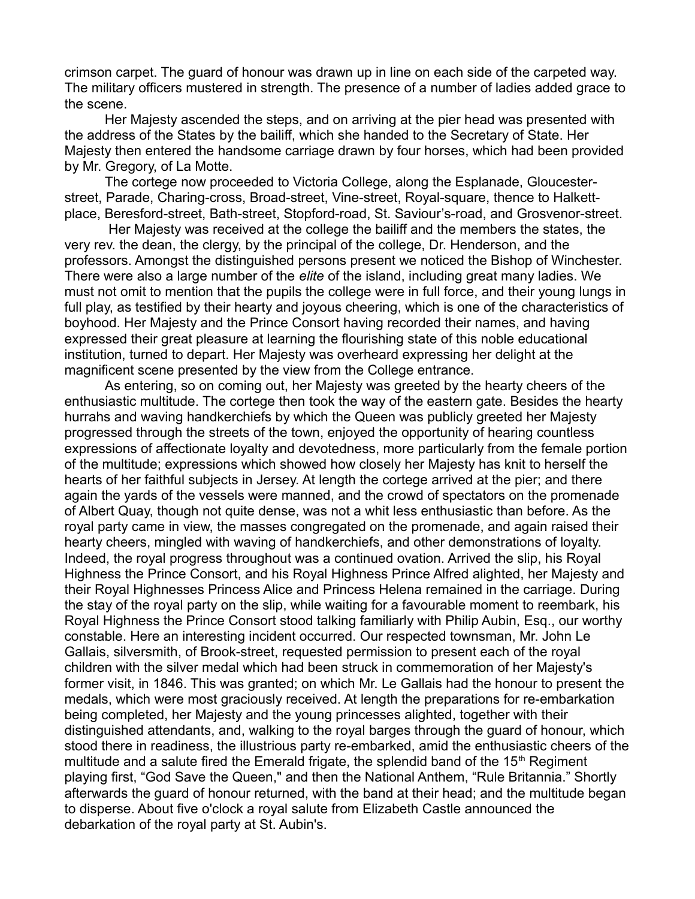crimson carpet. The guard of honour was drawn up in line on each side of the carpeted way. The military officers mustered in strength. The presence of a number of ladies added grace to the scene.

Her Majesty ascended the steps, and on arriving at the pier head was presented with the address of the States by the bailiff, which she handed to the Secretary of State. Her Majesty then entered the handsome carriage drawn by four horses, which had been provided by Mr. Gregory, of La Motte.

The cortege now proceeded to Victoria College, along the Esplanade, Gloucester-street, Parade, Charing-cross, Broad-street, Vine-street, Royal-square, thence to Halkett-place, Beresford-street, Bath-street, Stopford-road, St. Saviour's-road, and Grosvenor-street.

Her Majesty was received at the college the bailiff and the members the states, the very rev. the dean, the clergy, by the principal of the college, Dr. Henderson, and the professors. Amongst the distinguished persons present we noticed the Bishop of Winchester. There were also a large number of the *elite* of the island, including great many ladies. We must not omit to mention that the pupils the college were in full force, and their young lungs in full play, as testified by their hearty and joyous cheering, which is one of the characteristics of boyhood. Her Majesty and the Prince Consort having recorded their names, and having expressed their great pleasure at learning the flourishing state of this noble educational institution, turned to depart. Her Majesty was overheard expressing her delight at the magnificent scene presented by the view from the College entrance.

As entering, so on coming out, her Majesty was greeted by the hearty cheers of the enthusiastic multitude. The cortege then took the way of the eastern gate. Besides the hearty hurrahs and waving handkerchiefs by which the Queen was publicly greeted her Majesty progressed through the streets of the town, enjoyed the opportunity of hearing countless expressions of affectionate loyalty and devotedness, more particularly from the female portion of the multitude; expressions which showed how closely her Majesty has knit to herself the hearts of her faithful subjects in Jersey. At length the cortege arrived at the pier; and there again the yards of the vessels were manned, and the crowd of spectators on the promenade of Albert Quay, though not quite dense, was not a whit less enthusiastic than before. As the royal party came in view, the masses congregated on the promenade, and again raised their hearty cheers, mingled with waving of handkerchiefs, and other demonstrations of loyalty. Indeed, the royal progress throughout was a continued ovation. Arrived the slip, his Royal Highness the Prince Consort, and his Royal Highness Prince Alfred alighted, her Majesty and their Royal Highnesses Princess Alice and Princess Helena remained in the carriage. During the stay of the royal party on the slip, while waiting for a favourable moment to reembark, his Royal Highness the Prince Consort stood talking familiarly with Philip Aubin, Esq., our worthy constable. Here an interesting incident occurred. Our respected townsman, Mr. John Le Gallais, silversmith, of Brook-street, requested permission to present each of the royal children with the silver medal which had been struck in commemoration of her Majesty's former visit, in 1846. This was granted; on which Mr. Le Gallais had the honour to present the medals, which were most graciously received. At length the preparations for re-embarkation being completed, her Majesty and the young princesses alighted, together with their distinguished attendants, and, walking to the royal barges through the guard of honour, which stood there in readiness, the illustrious party re-embarked, amid the enthusiastic cheers of the multitude and a salute fired the Emerald frigate, the splendid band of the 15th Regiment playing first, "God Save the Queen," and then the National Anthem, "Rule Britannia." Shortly afterwards the guard of honour returned, with the band at their head; and the multitude began to disperse. About five o'clock a royal salute from Elizabeth Castle announced the debarkation of the royal party at St. Aubin's.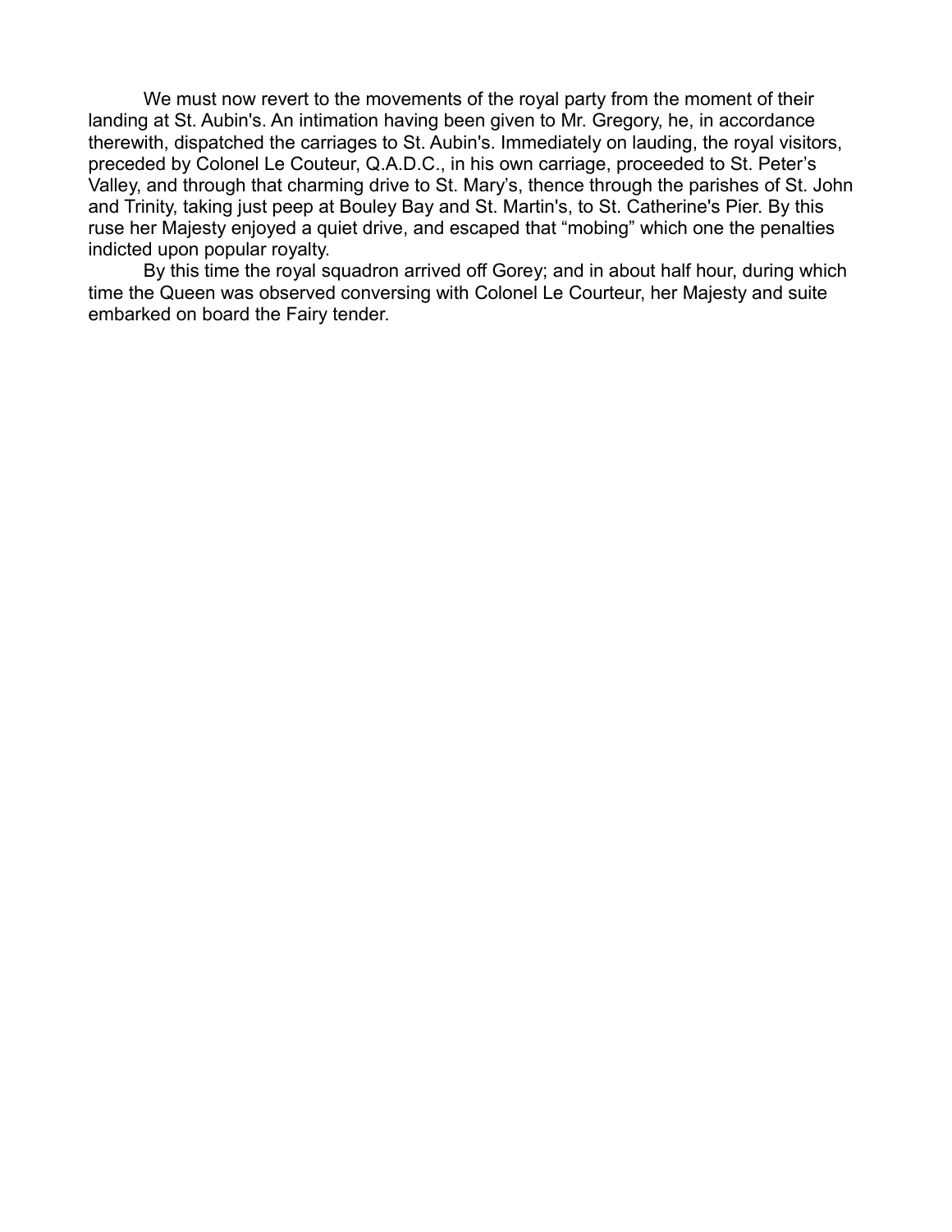We must now revert to the movements of the royal party from the moment of their landing at St. Aubin's. An intimation having been given to Mr. Gregory, he, in accordance therewith, dispatched the carriages to St. Aubin's. Immediately on lauding, the royal visitors, preceded by Colonel Le Couteur, Q.A.D.C., in his own carriage, proceeded to St. Peter's Valley, and through that charming drive to St. Mary's, thence through the parishes of St. John and Trinity, taking just peep at Bouley Bay and St. Martin's, to St. Catherine's Pier. By this ruse her Majesty enjoyed a quiet drive, and escaped that "mobing" which one the penalties indicted upon popular royalty.

By this time the royal squadron arrived off Gorey; and in about half hour, during which time the Queen was observed conversing with Colonel Le Courteur, her Majesty and suite embarked on board the Fairy tender.